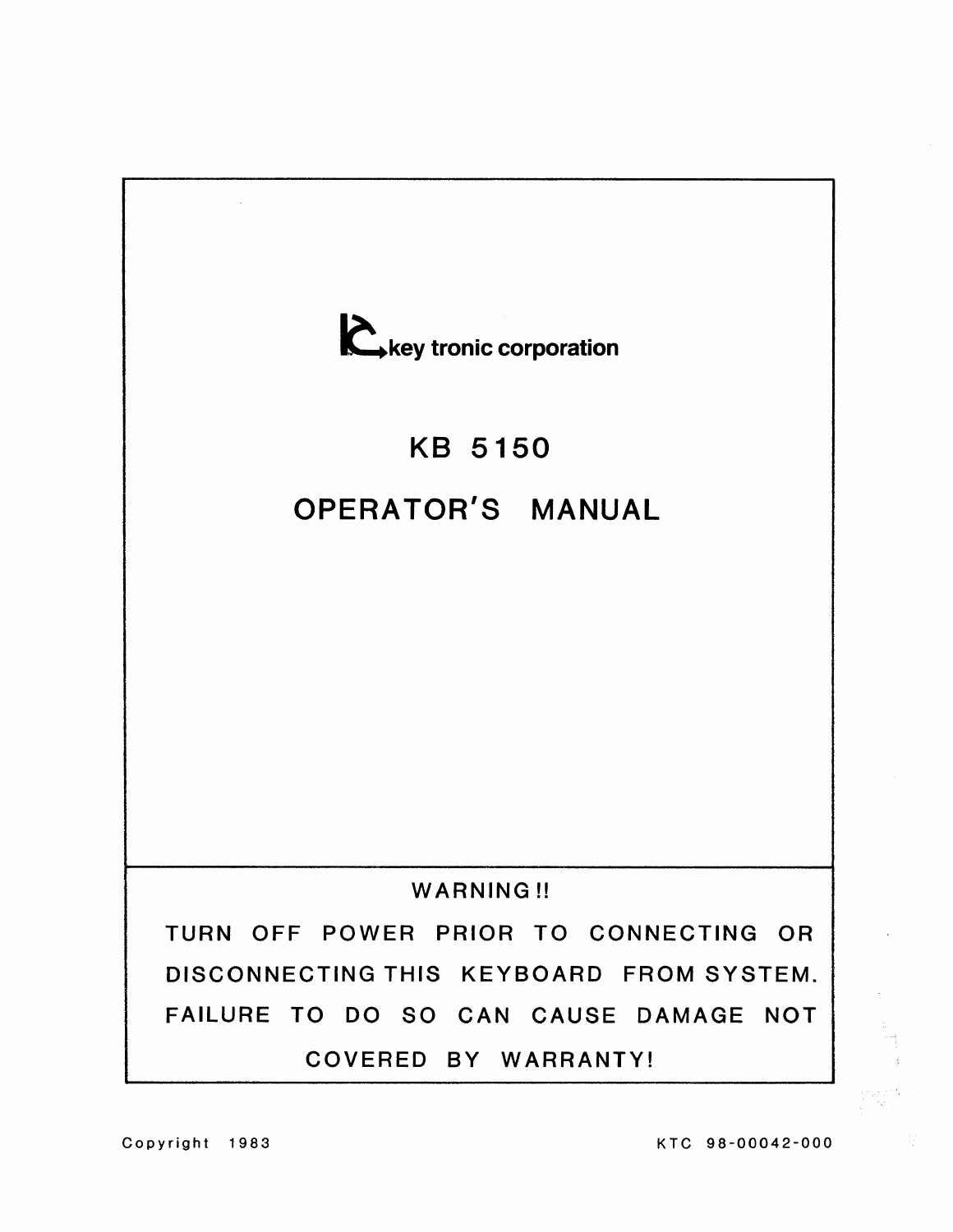key tronic corporation

# KB 5150

# OPERATOR'S MANUAL

**WARNING!!**

**TURN OFF POWER PRIOR TO CONNECTING OR DISCONNECTING THIS KEYBOARD FROM SYSTEM. FAILURE TO DO SO CAN CAUSE DAMAGE NOT COVERED BY WARRANTY!**

Copyright 1983

KTC 98-00042-000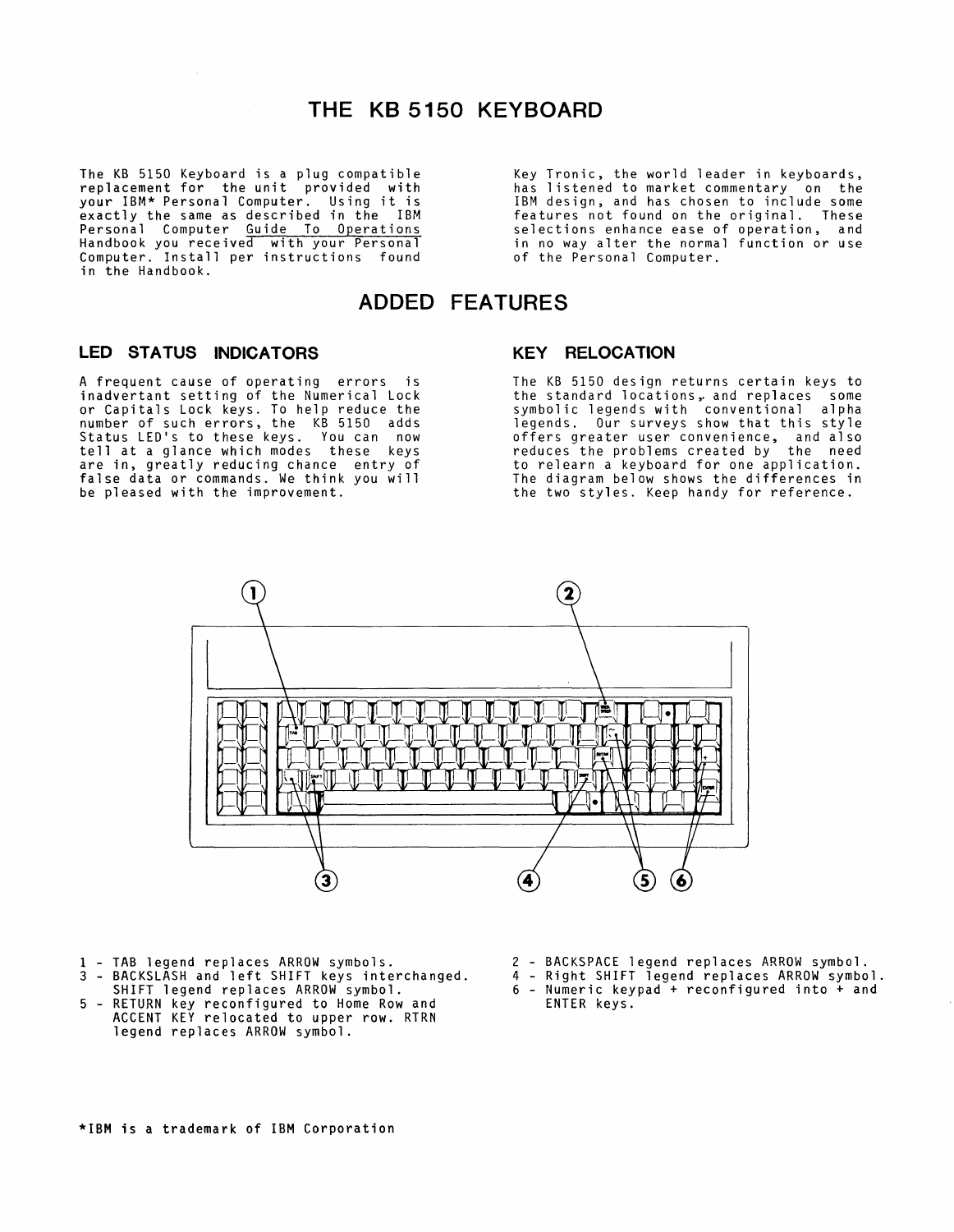# THE KB 5150 KEYBOARD

The KB 5150 Keyboard is a plug compatible replacement for the unit provided with your IBM* Personal Computer. Using it is exactly the same as described in the IBM Personal Computer Guide To Operations Handbook you received with your Personal Computer. Install per instructions found in the Handbook.

Key Tronic, the world leader in keyboards, has listened to market commentary on the IBM design, and has chosen to include some features not found on the original. These selections enhance ease of operation, and in no way alter the normal function or use of the Personal Computer.

# ADDED FEATURES

### LED STATUS INDICATORS

A frequent cause of operating errors is inadvertant setting of the Numerical Lock or Capitals Lock keys. To help reduce the number of such errors, the KB 5150 adds Status LED's to these keys. You can now tell at a glance which modes these keys are in, greatly reducing chance entry of false data or commands. We think you will be pleased with the improvement.

### KEY RELOCATION

The KB 5150 design returns certain keys to the standard locations, and replaces some symbolic legends with conventional alpha legends. Our surveys show that this style offers greater user convenience, and also reduces the problems created by the need to relearn a keyboard for one application. The diagram below shows the differences in the two styles. Keep handy for reference.

1 - TAB legend replaces ARROW symbols.

2 - BACKSPACE legend replaces ARROW symbol.

3 - BACKSLASH and left SHIFT keys interchanged. SHIFT legend replaces ARROW symbol.

4 - Right SHIFT legend replaces ARROW symbol.

5 - RETURN key reconfigured to Home Row and ACCENT KEY relocated to upper row. RTRN legend replaces ARROW symbol.

6 - Numeric keypad + reconfigured into + and ENTER keys.

*IBM is a trademark of IBM Corporation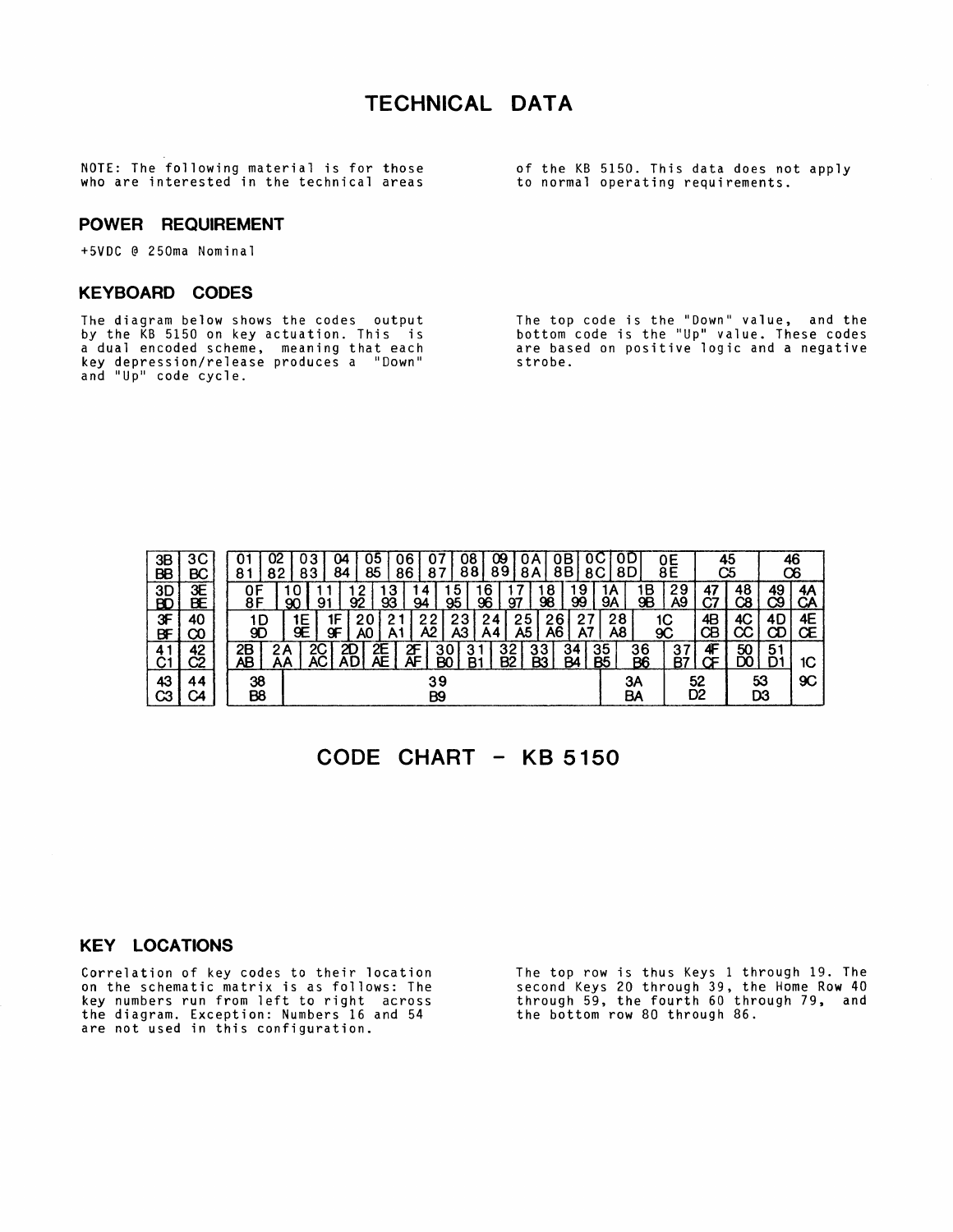# TECHNICAL DATA

NOTE: The following material is for those who are interested in the technical areas of the KB 5150. This data does not apply to normal operating requirements.

## POWER REQUIREMENT

+5VDC @ 250ma Nominal

## KEYBOARD CODES

The diagram below shows the codes output by the KB 5150 on key actuation. This is a dual encoded scheme, meaning that each key depression/release produces a "Down" and "Up" code cycle.

The top code is the "Down" value, and the bottom code is the "Up" value. These codes are based on positive logic and a negative strobe.

Each entry below is given as Down / Up.

| | |
|---|---|
| 3B / BB | 3C / BC |
| 3D / BD | 3E / BE |
| 3F / BF | 40 / C0 |
| 41 / C1 | 42 / C2 |
| 43 / C3 | 44 / C4 |

| | | | | | | | | | | | | | | | | | |
|---|---|---|---|---|---|---|---|---|---|---|---|---|---|---|---|---|---|
| 01 / 81 | 02 / 82 | 03 / 83 | 04 / 84 | 05 / 85 | 06 / 86 | 07 / 87 | 08 / 88 | 09 / 89 | 0A / 8A | 0B / 8B | 0C / 8C | 0D / 8D | 0E / 8E | 45 / C5 | 46 / C6 | | |
| 0F / 8F | 10 / 90 | 11 / 91 | 12 / 92 | 13 / 93 | 14 / 94 | 15 / 95 | 16 / 96 | 17 / 97 | 18 / 98 | 19 / 99 | 1A / 9A | 1B / 9B | 29 / A9 | 47 / C7 | 48 / C8 | 49 / C9 | 4A / CA |
| 1D / 9D | 1E / 9E | 1F / 9F | 20 / A0 | 21 / A1 | 22 / A2 | 23 / A3 | 24 / A4 | 25 / A5 | 26 / A6 | 27 / A7 | 28 / A8 | 1C / 9C | 4B / CB | 4C / CC | 4D / CD | 4E / CE | |
| 2B / AB | 2A / AA | 2C / AC | 2D / AD | 2E / AE | 2F / AF | 30 / B0 | 31 / B1 | 32 / B2 | 33 / B3 | 34 / B4 | 35 / B5 | 36 / B6 | 37 / B7 | 4F / CF | 50 / D0 | 51 / D1 | 1C / 9C |
| 38 / B8 | 39 / B9 | 3A / BA | 52 / D2 | 53 / D3 | | | | | | | | | | | | | |

# CODE CHART - KB 5150

## KEY LOCATIONS

Correlation of key codes to their location on the schematic matrix is as follows: The key numbers run from left to right across the diagram. Exception: Numbers 16 and 54 are not used in this configuration.

The top row is thus Keys 1 through 19. The second Keys 20 through 39, the Home Row 40 through 59, the fourth 60 through 79, and the bottom row 80 through 86.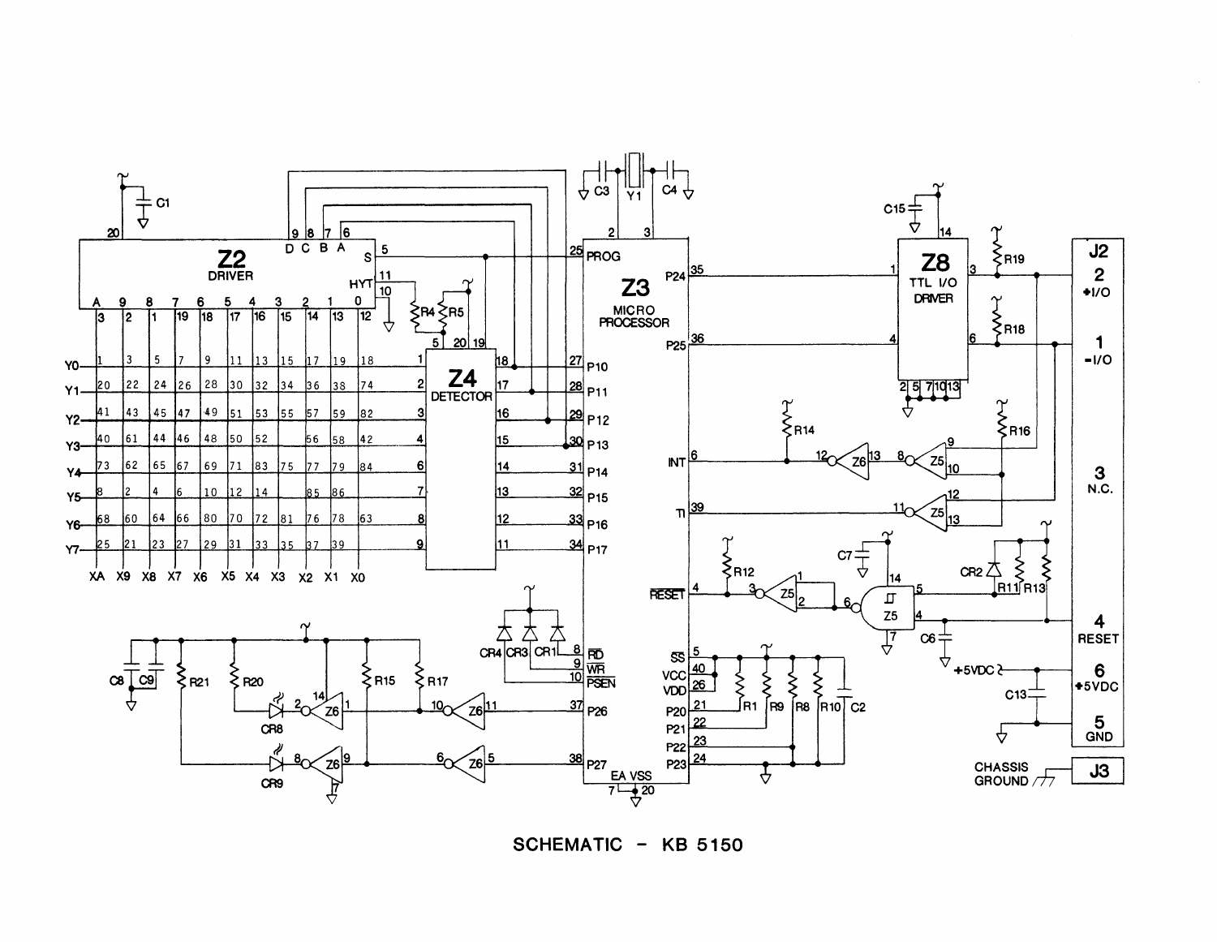SCHEMATIC - KB 5150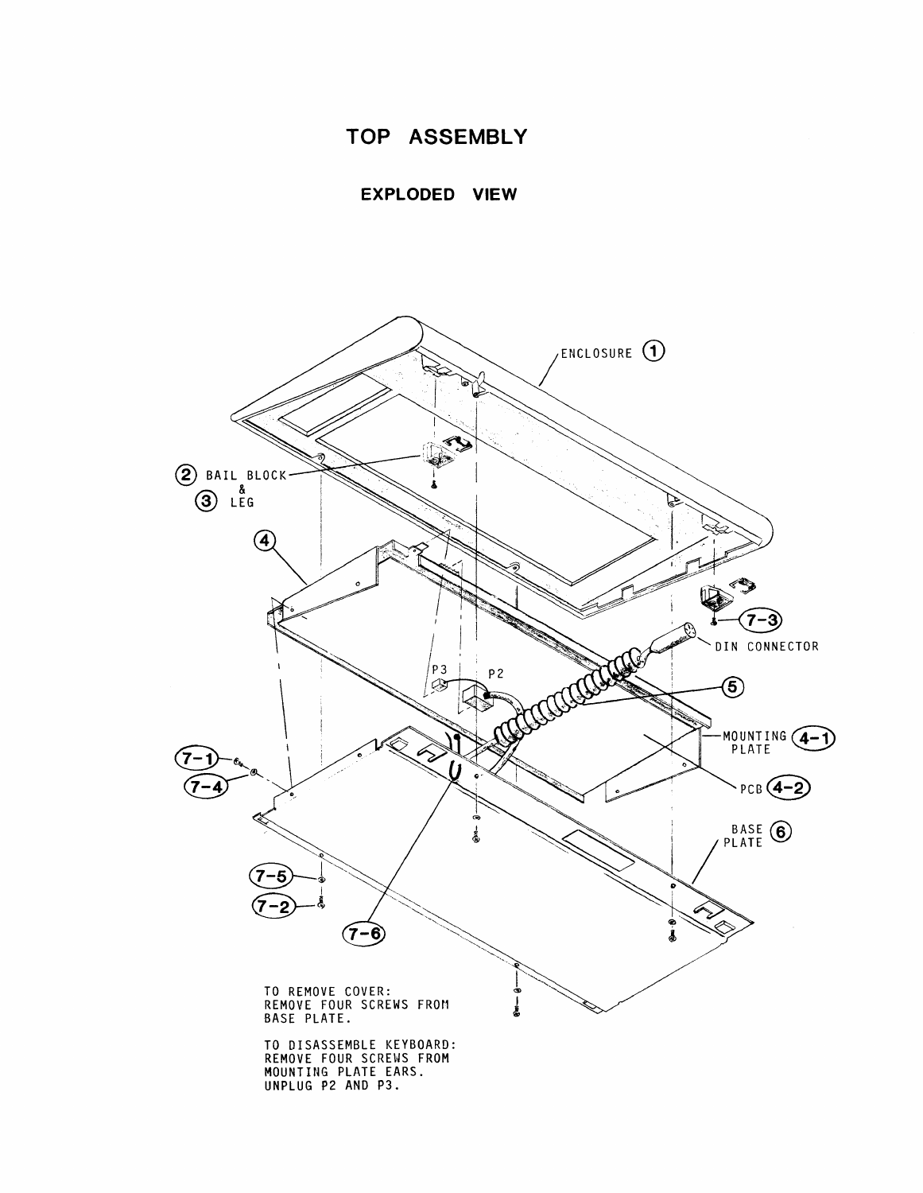# TOP ASSEMBLY

## EXPLODED VIEW

ENCLOSURE (1)

(2) BAIL BLOCK & (3) LEG

(4)

(7-3)

DIN CONNECTOR

P3 P2

(5)

MOUNTING PLATE (4-1)

PCB (4-2)

(7-1)

(7-4)

BASE PLATE (6)

(7-5)

(7-2)

(7-6)

TO REMOVE COVER:
REMOVE FOUR SCREWS FROM BASE PLATE.

TO DISASSEMBLE KEYBOARD:
REMOVE FOUR SCREWS FROM MOUNTING PLATE EARS.
UNPLUG P2 AND P3.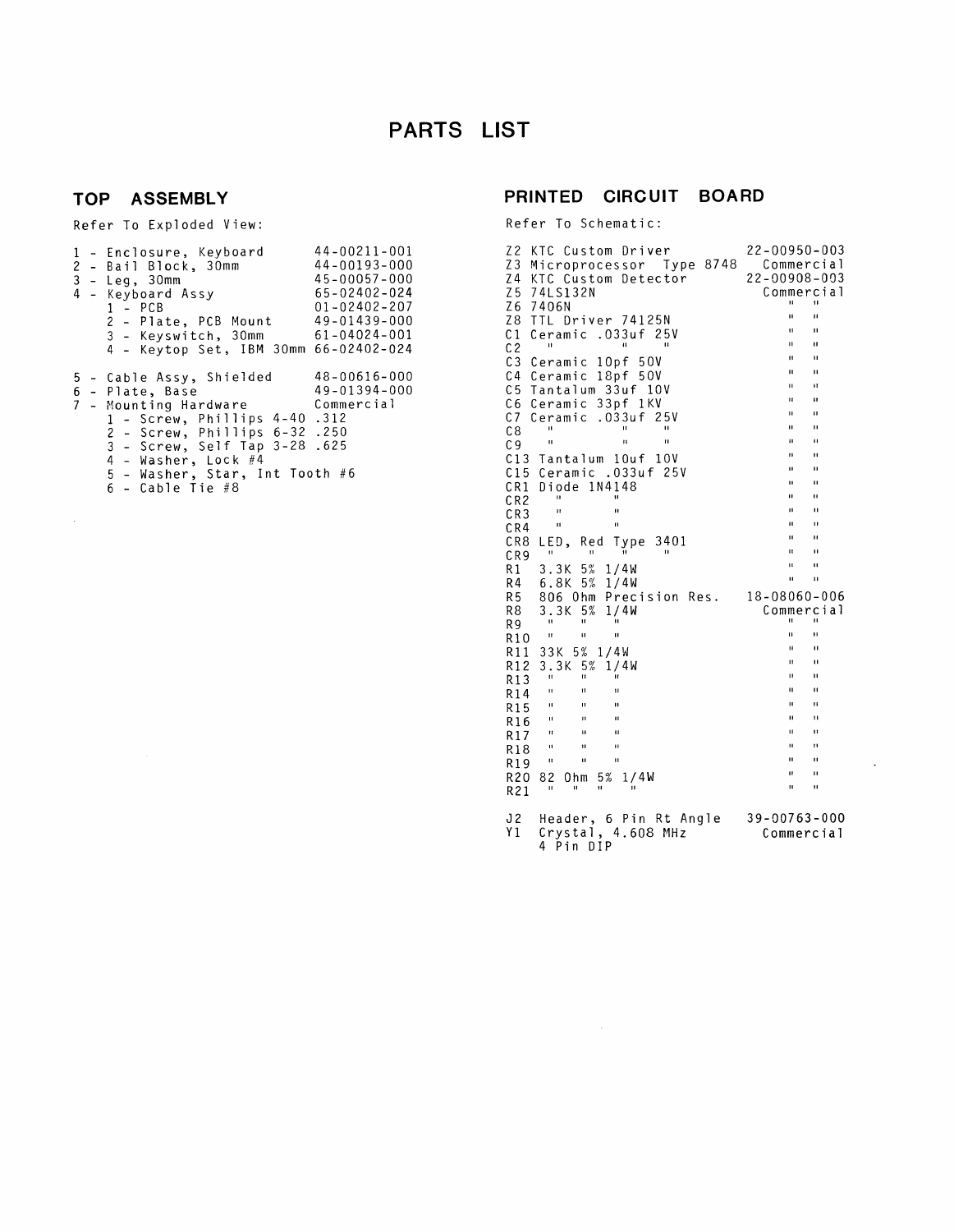# PARTS LIST

## TOP ASSEMBLY

Refer To Exploded View:

| Item | Part No. |
|---|---|
| 1 - Enclosure, Keyboard | 44-00211-001 |
| 2 - Bail Block, 30mm | 44-00193-000 |
| 3 - Leg, 30mm | 45-00057-000 |
| 4 - Keyboard Assy | 65-02402-024 |
| &nbsp;&nbsp;&nbsp;&nbsp;1 - PCB | 01-02402-207 |
| &nbsp;&nbsp;&nbsp;&nbsp;2 - Plate, PCB Mount | 49-01439-000 |
| &nbsp;&nbsp;&nbsp;&nbsp;3 - Keyswitch, 30mm | 61-04024-001 |
| &nbsp;&nbsp;&nbsp;&nbsp;4 - Keytop Set, IBM 30mm | 66-02402-024 |
| 5 - Cable Assy, Shielded | 48-00616-000 |
| 6 - Plate, Base | 49-01394-000 |
| 7 - Mounting Hardware | Commercial |
| &nbsp;&nbsp;&nbsp;&nbsp;1 - Screw, Phillips 4-40 .312 | |
| &nbsp;&nbsp;&nbsp;&nbsp;2 - Screw, Phillips 6-32 .250 | |
| &nbsp;&nbsp;&nbsp;&nbsp;3 - Screw, Self Tap 3-28 .625 | |
| &nbsp;&nbsp;&nbsp;&nbsp;4 - Washer, Lock #4 | |
| &nbsp;&nbsp;&nbsp;&nbsp;5 - Washer, Star, Int Tooth #6 | |
| &nbsp;&nbsp;&nbsp;&nbsp;6 - Cable Tie #8 | |

## PRINTED CIRCUIT BOARD

Refer To Schematic:

| Ref | Description | Part No. |
|---|---|---|
| Z2 | KTC Custom Driver | 22-00950-003 |
| Z3 | Microprocessor Type 8748 | Commercial |
| Z4 | KTC Custom Detector | 22-00908-003 |
| Z5 | 74LS132N | Commercial |
| Z6 | 7406N | " " |
| Z8 | TTL Driver 74125N | " " |
| C1 | Ceramic .033uf 25V | " " |
| C2 | " " " | " " |
| C3 | Ceramic 10pf 50V | " " |
| C4 | Ceramic 18pf 50V | " " |
| C5 | Tantalum 33uf 10V | " " |
| C6 | Ceramic 33pf 1KV | " " |
| C7 | Ceramic .033uf 25V | " " |
| C8 | " " " | " " |
| C9 | " " " | " " |
| C13 | Tantalum 10uf 10V | " " |
| C15 | Ceramic .033uf 25V | " " |
| CR1 | Diode 1N4148 | " " |
| CR2 | " " | " " |
| CR3 | " " | " " |
| CR4 | " " | " " |
| CR8 | LED, Red Type 3401 | " " |
| CR9 | " " " " | " " |
| R1 | 3.3K 5% 1/4W | " " |
| R4 | 6.8K 5% 1/4W | " " |
| R5 | 806 Ohm Precision Res. | 18-08060-006 |
| R8 | 3.3K 5% 1/4W | Commercial |
| R9 | " " " | " " |
| R10 | " " " | " " |
| R11 | 33K 5% 1/4W | " " |
| R12 | 3.3K 5% 1/4W | " " |
| R13 | " " " | " " |
| R14 | " " " | " " |
| R15 | " " " | " " |
| R16 | " " " | " " |
| R17 | " " " | " " |
| R18 | " " " | " " |
| R19 | " " " | " " |
| R20 | 82 Ohm 5% 1/4W | " " |
| R21 | " " " " | " " |
| J2 | Header, 6 Pin Rt Angle | 39-00763-000 |
| Y1 | Crystal, 4.608 MHz 4 Pin DIP | Commercial |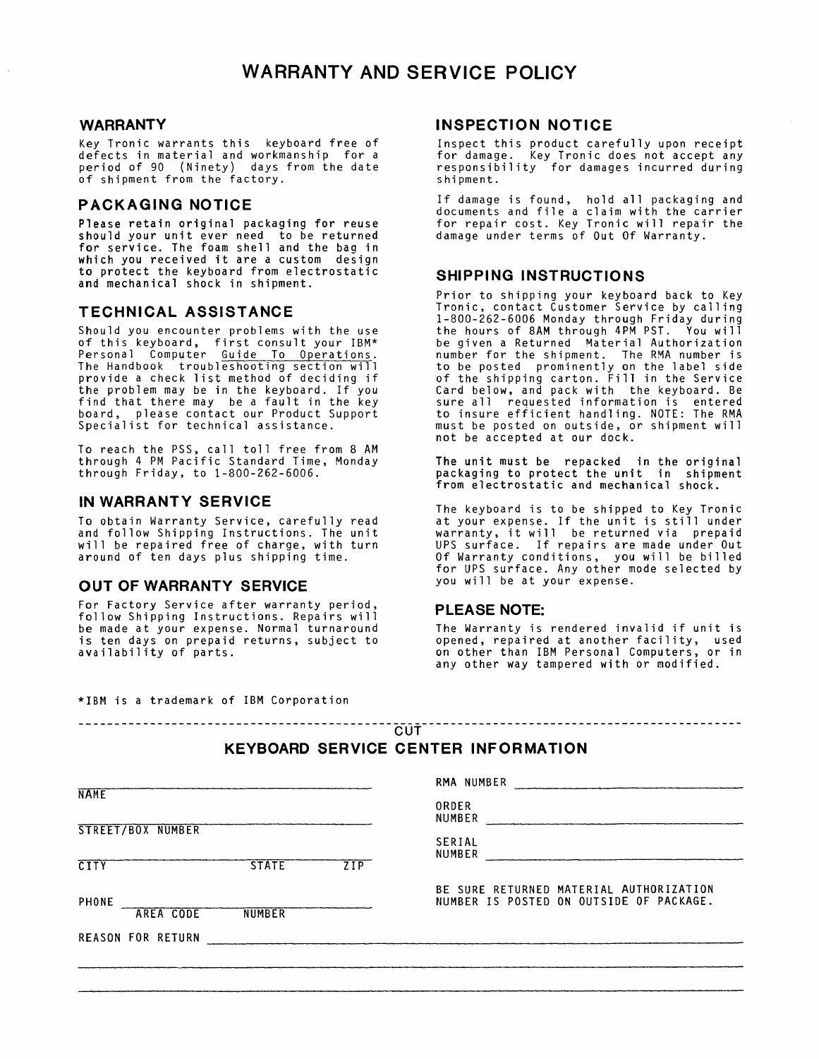# WARRANTY AND SERVICE POLICY

## WARRANTY

Key Tronic warrants this keyboard free of defects in material and workmanship for a period of 90 (Ninety) days from the date of shipment from the factory.

## PACKAGING NOTICE

Please retain original packaging for reuse should your unit ever need to be returned for service. The foam shell and the bag in which you received it are a custom design to protect the keyboard from electrostatic and mechanical shock in shipment.

## TECHNICAL ASSISTANCE

Should you encounter problems with the use of this keyboard, first consult your IBM* Personal Computer Guide To Operations. The Handbook troubleshooting section will provide a check list method of deciding if the problem may be in the keyboard. If you find that there may be a fault in the key board, please contact our Product Support Specialist for technical assistance.

To reach the PSS, call toll free from 8 AM through 4 PM Pacific Standard Time, Monday through Friday, to 1-800-262-6006.

## IN WARRANTY SERVICE

To obtain Warranty Service, carefully read and follow Shipping Instructions. The unit will be repaired free of charge, with turn around of ten days plus shipping time.

## OUT OF WARRANTY SERVICE

For Factory Service after warranty period, follow Shipping Instructions. Repairs will be made at your expense. Normal turnaround is ten days on prepaid returns, subject to availability of parts.

## INSPECTION NOTICE

Inspect this product carefully upon receipt for damage. Key Tronic does not accept any responsibility for damages incurred during shipment.

If damage is found, hold all packaging and documents and file a claim with the carrier for repair cost. Key Tronic will repair the damage under terms of Out Of Warranty.

## SHIPPING INSTRUCTIONS

Prior to shipping your keyboard back to Key Tronic, contact Customer Service by calling 1-800-262-6006 Monday through Friday during the hours of 8AM through 4PM PST. You will be given a Returned Material Authorization number for the shipment. The RMA number is to be posted prominently on the label side of the shipping carton. Fill in the Service Card below, and pack with the keyboard. Be sure all requested information is entered to insure efficient handling. NOTE: The RMA must be posted on outside, or shipment will not be accepted at our dock.

The unit must be repacked in the original packaging to protect the unit in shipment from electrostatic and mechanical shock.

The keyboard is to be shipped to Key Tronic at your expense. If the unit is still under warranty, it will be returned via prepaid UPS surface. If repairs are made under Out Of Warranty conditions, you will be billed for UPS surface. Any other mode selected by you will be at your expense.

## PLEASE NOTE:

The Warranty is rendered invalid if unit is opened, repaired at another facility, used on other than IBM Personal Computers, or in any other way tampered with or modified.

*IBM is a trademark of IBM Corporation

--------------------------------------------- CUT ---------------------------------------------

## KEYBOARD SERVICE CENTER INFORMATION

NAME ______________________________

STREET/BOX NUMBER ______________________________

CITY ______________ STATE ________ ZIP ________

PHONE ______________________________
AREA CODE NUMBER

RMA NUMBER ______________________________

ORDER NUMBER ______________________________

SERIAL NUMBER ______________________________

BE SURE RETURNED MATERIAL AUTHORIZATION NUMBER IS POSTED ON OUTSIDE OF PACKAGE.

REASON FOR RETURN ______________________________

______________________________

______________________________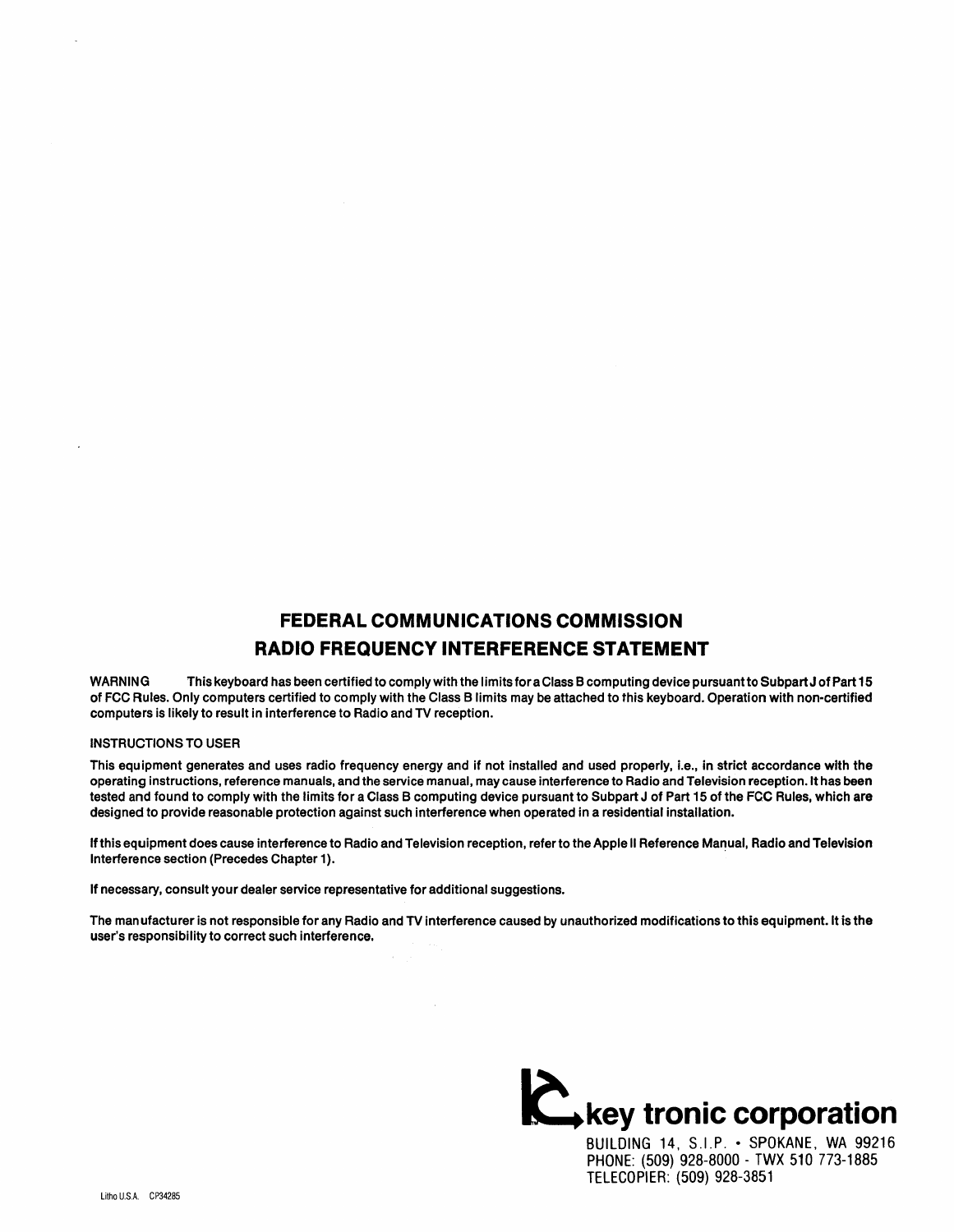# FEDERAL COMMUNICATIONS COMMISSION
# RADIO FREQUENCY INTERFERENCE STATEMENT

WARNING This keyboard has been certified to comply with the limits for a Class B computing device pursuant to Subpart J of Part 15 of FCC Rules. Only computers certified to comply with the Class B limits may be attached to this keyboard. Operation with non-certified computers is likely to result in interference to Radio and TV reception.

INSTRUCTIONS TO USER

This equipment generates and uses radio frequency energy and if not installed and used properly, i.e., in strict accordance with the operating instructions, reference manuals, and the service manual, may cause interference to Radio and Television reception. It has been tested and found to comply with the limits for a Class B computing device pursuant to Subpart J of Part 15 of the FCC Rules, which are designed to provide reasonable protection against such interference when operated in a residential installation.

If this equipment does cause interference to Radio and Television reception, refer to the Apple II Reference Manual, Radio and Television Interference section (Precedes Chapter 1).

If necessary, consult your dealer service representative for additional suggestions.

The manufacturer is not responsible for any Radio and TV interference caused by unauthorized modifications to this equipment. It is the user's responsibility to correct such interference.

**key tronic corporation**

BUILDING 14, S.I.P. • SPOKANE, WA 99216
PHONE: (509) 928-8000 - TWX 510 773-1885
TELECOPIER: (509) 928-3851

Litho U.S.A. CP34285